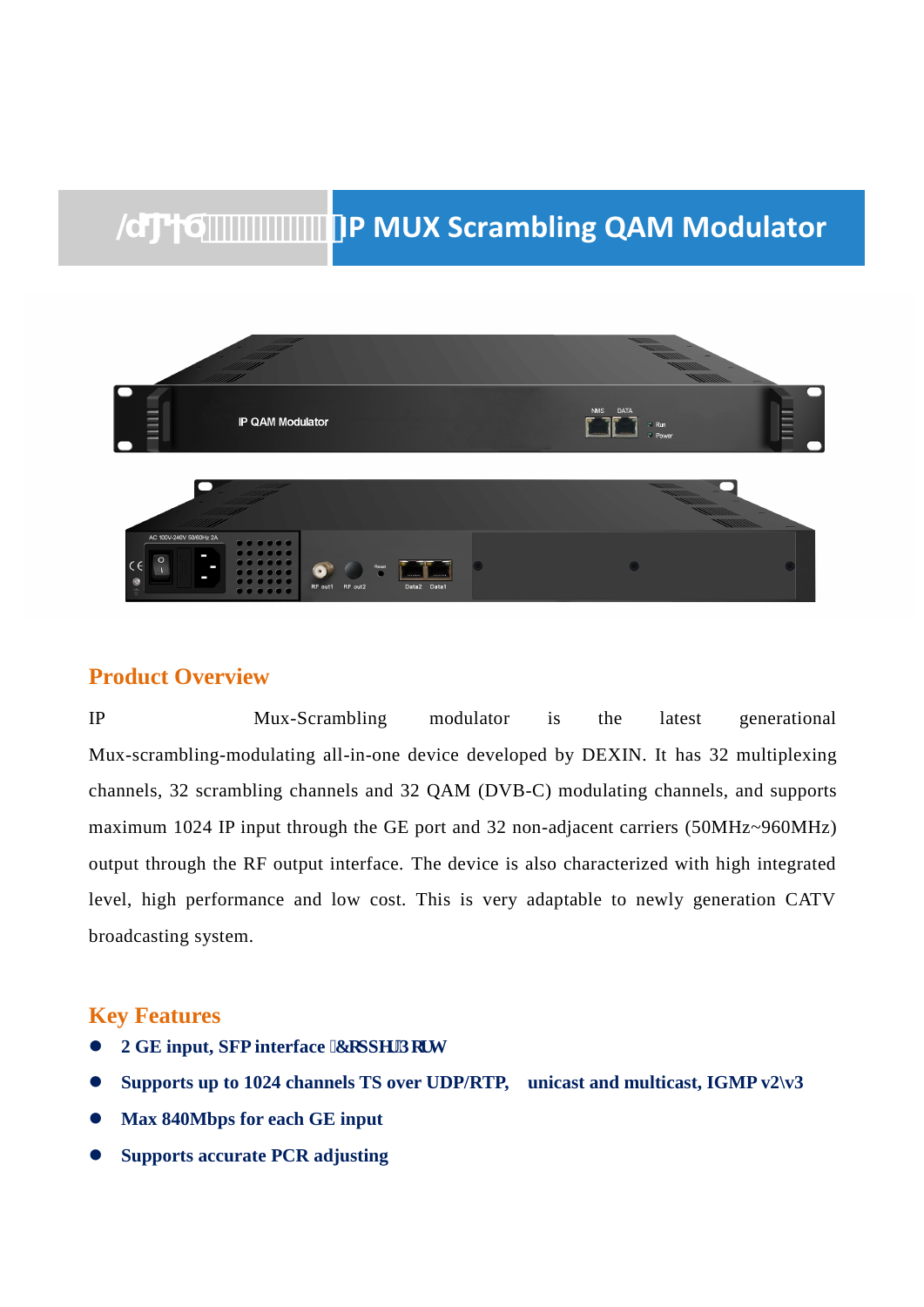# /dJ'†G IP MUX Scrambling QAM Modulator

## Product Overview

IP Mux-Scrambling modulator is the latest generational Mux-scrambling-modulating all-in-one device developed by DEXIN. It has 32 multiplexing channels, 32 scrambling channels and 32 QAM (DVB-C) modulating channels, and supports maximum 1024 IP input through the GE port and 32 non-adjacent carriers (50MHz~960MHz) output through the RF output interface. The device is also characterized with high integrated level, high performance and low cost. This is very adaptable to newly generation CATV broadcasting system.

## Key Features

- **2 GE input, SFP interface &RSSHU3RUW**
- **Supports up to 1024 channels TS over UDP/RTP, unicast and multicast, IGMP v2\v3**
- **Max 840Mbps for each GE input**
- **Supports accurate PCR adjusting**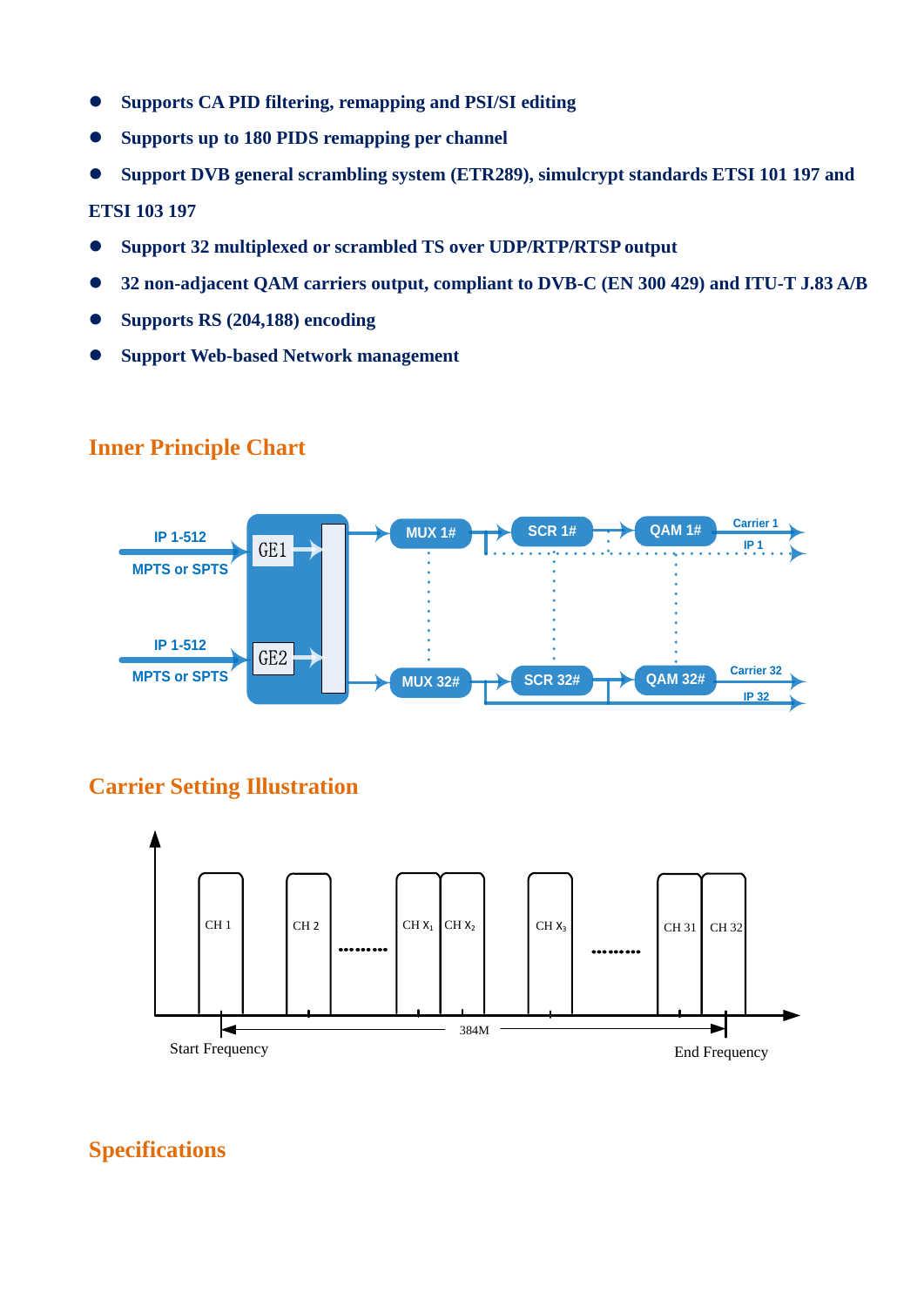- **Supports CA PID filtering, remapping and PSI/SI editing**
- **Supports up to 180 PIDS remapping per channel**
- **Support DVB general scrambling system (ETR289), simulcrypt standards ETSI 101 197 and ETSI 103 197**
- **Support 32 multiplexed or scrambled TS over UDP/RTP/RTSP output**
- **32 non-adjacent QAM carriers output, compliant to DVB-C (EN 300 429) and ITU-T J.83 A/B**
- **Supports RS (204,188) encoding**
- **Support Web-based Network management**

## Inner Principle Chart

## Carrier Setting Illustration

## Specifications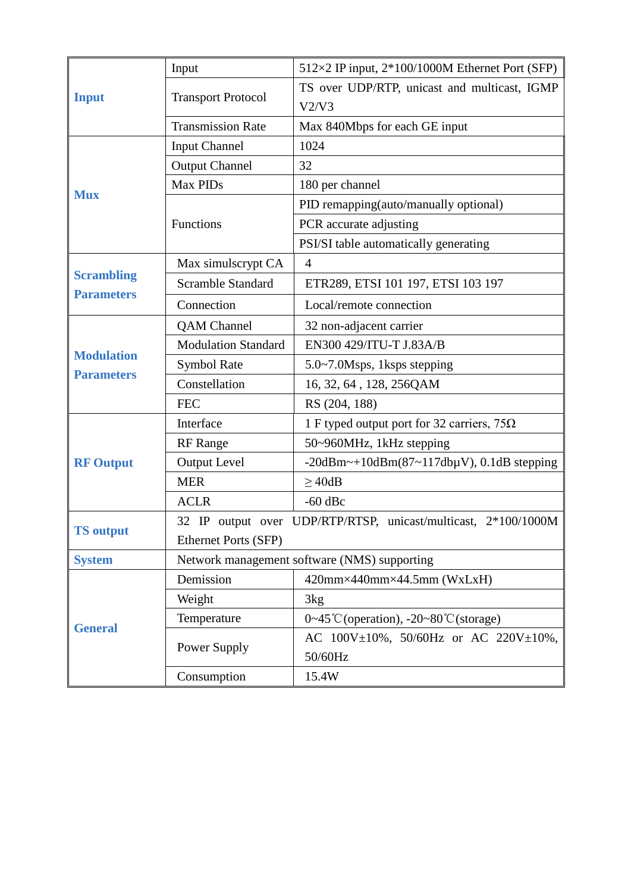| | | |
|---|---|---|
| **Input** | Input | 512×2 IP input, 2*100/1000M Ethernet Port (SFP) |
| | Transport Protocol | TS over UDP/RTP, unicast and multicast, IGMP V2/V3 |
| | Transmission Rate | Max 840Mbps for each GE input |
| **Mux** | Input Channel | 1024 |
| | Output Channel | 32 |
| | Max PIDs | 180 per channel |
| | Functions | PID remapping(auto/manually optional) |
| | | PCR accurate adjusting |
| | | PSI/SI table automatically generating |
| **Scrambling Parameters** | Max simulscrypt CA | 4 |
| | Scramble Standard | ETR289, ETSI 101 197, ETSI 103 197 |
| | Connection | Local/remote connection |
| **Modulation Parameters** | QAM Channel | 32 non-adjacent carrier |
| | Modulation Standard | EN300 429/ITU-T J.83A/B |
| | Symbol Rate | 5.0~7.0Msps, 1ksps stepping |
| | Constellation | 16, 32, 64 , 128, 256QAM |
| | FEC | RS (204, 188) |
| **RF Output** | Interface | 1 F typed output port for 32 carriers, 75Ω |
| | RF Range | 50~960MHz, 1kHz stepping |
| | Output Level | -20dBm~+10dBm(87~117dbμV), 0.1dB stepping |
| | MER | ≥ 40dB |
| | ACLR | -60 dBc |
| **TS output** | 32 IP output over UDP/RTP/RTSP, unicast/multicast, 2*100/1000M Ethernet Ports (SFP) | |
| **System** | Network management software (NMS) supporting | |
| **General** | Demission | 420mm×440mm×44.5mm (WxLxH) |
| | Weight | 3kg |
| | Temperature | 0~45℃(operation), -20~80℃(storage) |
| | Power Supply | AC 100V±10%, 50/60Hz or AC 220V±10%, 50/60Hz |
| | Consumption | 15.4W |